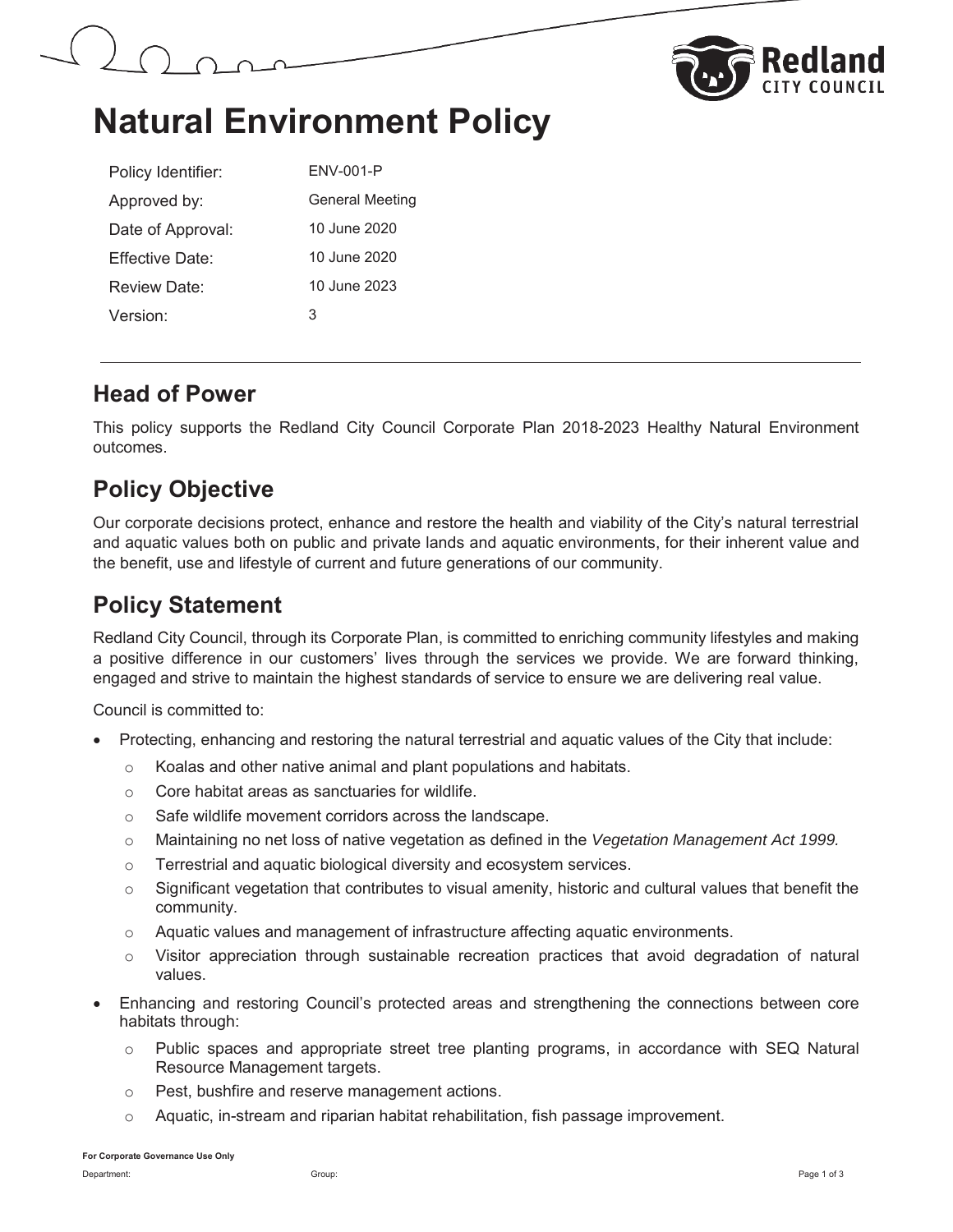# Natural Environment Policy

| | |
|---|---|
| Policy Identifier: | ENV-001-P |
| Approved by: | General Meeting |
| Date of Approval: | 10 June 2020 |
| Effective Date: | 10 June 2020 |
| Review Date: | 10 June 2023 |
| Version: | 3 |

## Head of Power

This policy supports the Redland City Council Corporate Plan 2018-2023 Healthy Natural Environment outcomes.

## Policy Objective

Our corporate decisions protect, enhance and restore the health and viability of the City's natural terrestrial and aquatic values both on public and private lands and aquatic environments, for their inherent value and the benefit, use and lifestyle of current and future generations of our community.

## Policy Statement

Redland City Council, through its Corporate Plan, is committed to enriching community lifestyles and making a positive difference in our customers' lives through the services we provide. We are forward thinking, engaged and strive to maintain the highest standards of service to ensure we are delivering real value.

Council is committed to:

- Protecting, enhancing and restoring the natural terrestrial and aquatic values of the City that include:
  - Koalas and other native animal and plant populations and habitats.
  - Core habitat areas as sanctuaries for wildlife.
  - Safe wildlife movement corridors across the landscape.
  - Maintaining no net loss of native vegetation as defined in the *Vegetation Management Act 1999.*
  - Terrestrial and aquatic biological diversity and ecosystem services.
  - Significant vegetation that contributes to visual amenity, historic and cultural values that benefit the community.
  - Aquatic values and management of infrastructure affecting aquatic environments.
  - Visitor appreciation through sustainable recreation practices that avoid degradation of natural values.
- Enhancing and restoring Council's protected areas and strengthening the connections between core habitats through:
  - Public spaces and appropriate street tree planting programs, in accordance with SEQ Natural Resource Management targets.
  - Pest, bushfire and reserve management actions.
  - Aquatic, in-stream and riparian habitat rehabilitation, fish passage improvement.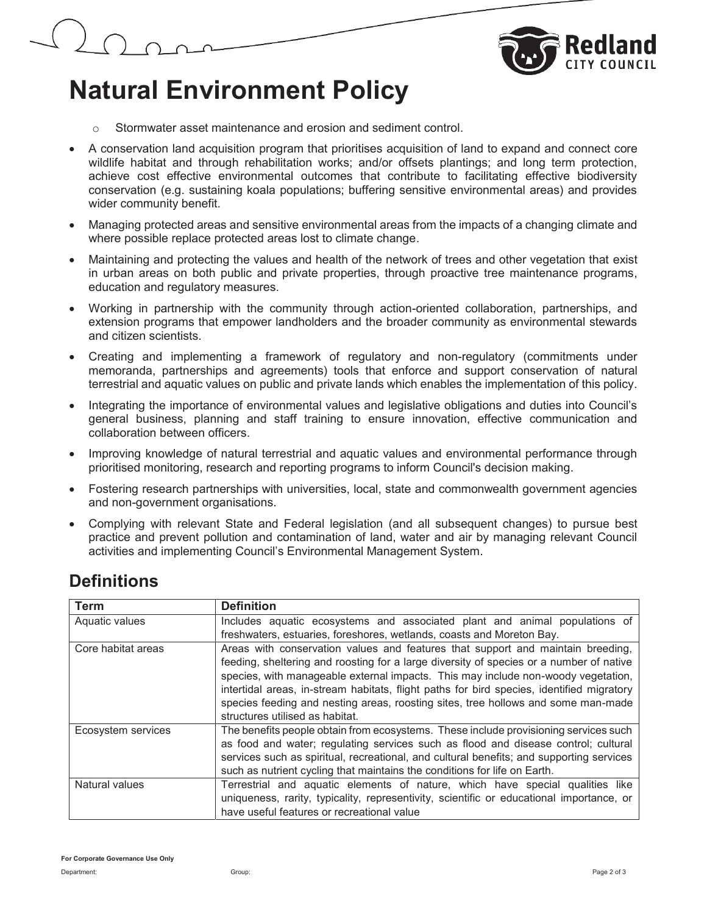# Natural Environment Policy

  - Stormwater asset maintenance and erosion and sediment control.

- A conservation land acquisition program that prioritises acquisition of land to expand and connect core wildlife habitat and through rehabilitation works; and/or offsets plantings; and long term protection, achieve cost effective environmental outcomes that contribute to facilitating effective biodiversity conservation (e.g. sustaining koala populations; buffering sensitive environmental areas) and provides wider community benefit.
- Managing protected areas and sensitive environmental areas from the impacts of a changing climate and where possible replace protected areas lost to climate change.
- Maintaining and protecting the values and health of the network of trees and other vegetation that exist in urban areas on both public and private properties, through proactive tree maintenance programs, education and regulatory measures.
- Working in partnership with the community through action-oriented collaboration, partnerships, and extension programs that empower landholders and the broader community as environmental stewards and citizen scientists.
- Creating and implementing a framework of regulatory and non-regulatory (commitments under memoranda, partnerships and agreements) tools that enforce and support conservation of natural terrestrial and aquatic values on public and private lands which enables the implementation of this policy.
- Integrating the importance of environmental values and legislative obligations and duties into Council's general business, planning and staff training to ensure innovation, effective communication and collaboration between officers.
- Improving knowledge of natural terrestrial and aquatic values and environmental performance through prioritised monitoring, research and reporting programs to inform Council's decision making.
- Fostering research partnerships with universities, local, state and commonwealth government agencies and non-government organisations.
- Complying with relevant State and Federal legislation (and all subsequent changes) to pursue best practice and prevent pollution and contamination of land, water and air by managing relevant Council activities and implementing Council's Environmental Management System.

## Definitions

| Term | Definition |
|---|---|
| Aquatic values | Includes aquatic ecosystems and associated plant and animal populations of freshwaters, estuaries, foreshores, wetlands, coasts and Moreton Bay. |
| Core habitat areas | Areas with conservation values and features that support and maintain breeding, feeding, sheltering and roosting for a large diversity of species or a number of native species, with manageable external impacts. This may include non-woody vegetation, intertidal areas, in-stream habitats, flight paths for bird species, identified migratory species feeding and nesting areas, roosting sites, tree hollows and some man-made structures utilised as habitat. |
| Ecosystem services | The benefits people obtain from ecosystems. These include provisioning services such as food and water; regulating services such as flood and disease control; cultural services such as spiritual, recreational, and cultural benefits; and supporting services such as nutrient cycling that maintains the conditions for life on Earth. |
| Natural values | Terrestrial and aquatic elements of nature, which have special qualities like uniqueness, rarity, typicality, representivity, scientific or educational importance, or have useful features or recreational value |

**For Corporate Governance Use Only**

Department: Group: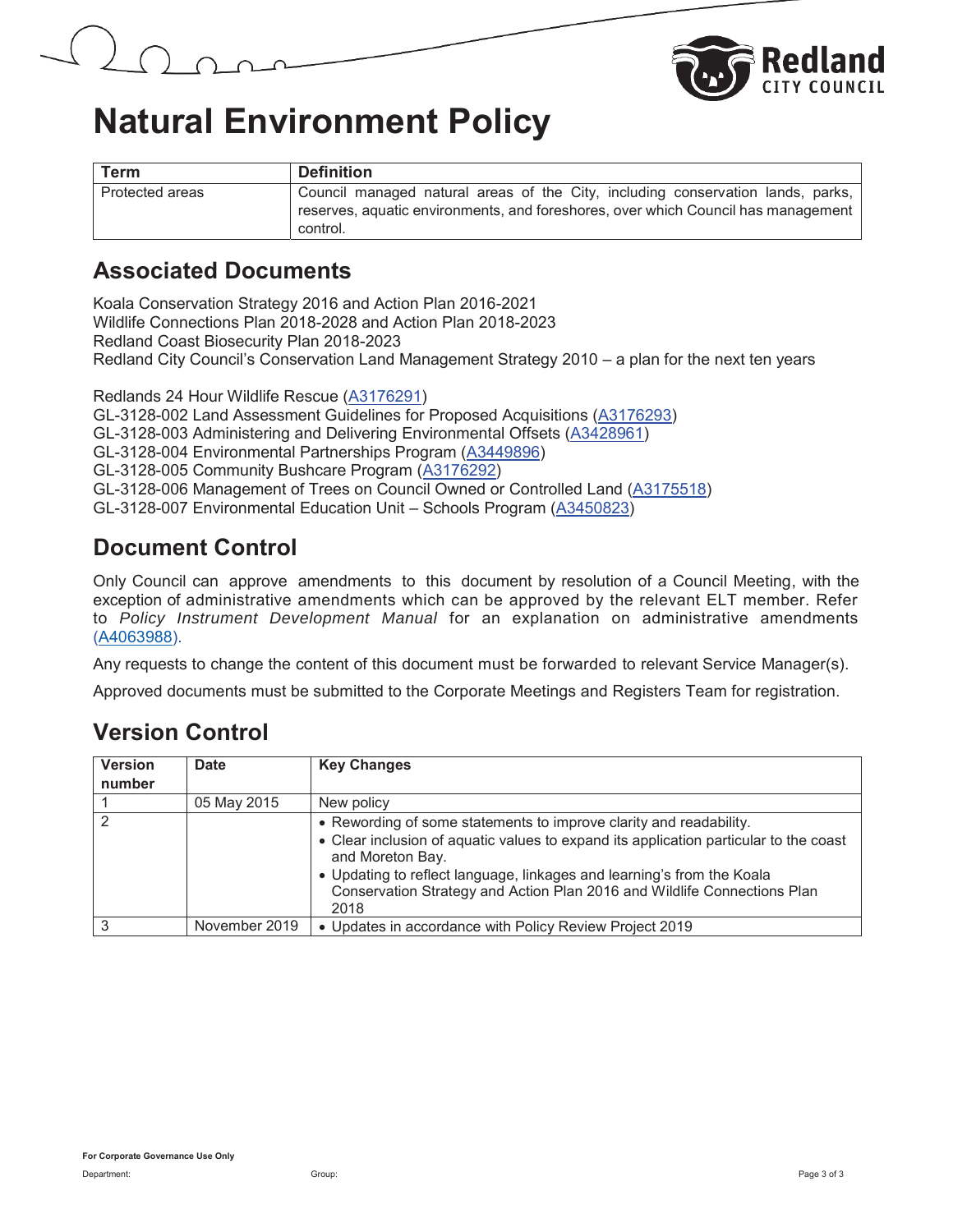# Natural Environment Policy

| Term | Definition |
|---|---|
| Protected areas | Council managed natural areas of the City, including conservation lands, parks, reserves, aquatic environments, and foreshores, over which Council has management control. |

## Associated Documents

Koala Conservation Strategy 2016 and Action Plan 2016-2021
Wildlife Connections Plan 2018-2028 and Action Plan 2018-2023
Redland Coast Biosecurity Plan 2018-2023
Redland City Council's Conservation Land Management Strategy 2010 – a plan for the next ten years

Redlands 24 Hour Wildlife Rescue (A3176291)
GL-3128-002 Land Assessment Guidelines for Proposed Acquisitions (A3176293)
GL-3128-003 Administering and Delivering Environmental Offsets (A3428961)
GL-3128-004 Environmental Partnerships Program (A3449896)
GL-3128-005 Community Bushcare Program (A3176292)
GL-3128-006 Management of Trees on Council Owned or Controlled Land (A3175518)
GL-3128-007 Environmental Education Unit – Schools Program (A3450823)

## Document Control

Only Council can approve amendments to this document by resolution of a Council Meeting, with the exception of administrative amendments which can be approved by the relevant ELT member. Refer to *Policy Instrument Development Manual* for an explanation on administrative amendments (A4063988).

Any requests to change the content of this document must be forwarded to relevant Service Manager(s).

Approved documents must be submitted to the Corporate Meetings and Registers Team for registration.

## Version Control

| Version number | Date | Key Changes |
|---|---|---|
| 1 | 05 May 2015 | New policy |
| 2 | | • Rewording of some statements to improve clarity and readability.<br>• Clear inclusion of aquatic values to expand its application particular to the coast and Moreton Bay.<br>• Updating to reflect language, linkages and learning's from the Koala Conservation Strategy and Action Plan 2016 and Wildlife Connections Plan 2018 |
| 3 | November 2019 | • Updates in accordance with Policy Review Project 2019 |

**For Corporate Governance Use Only**

Department: Group: